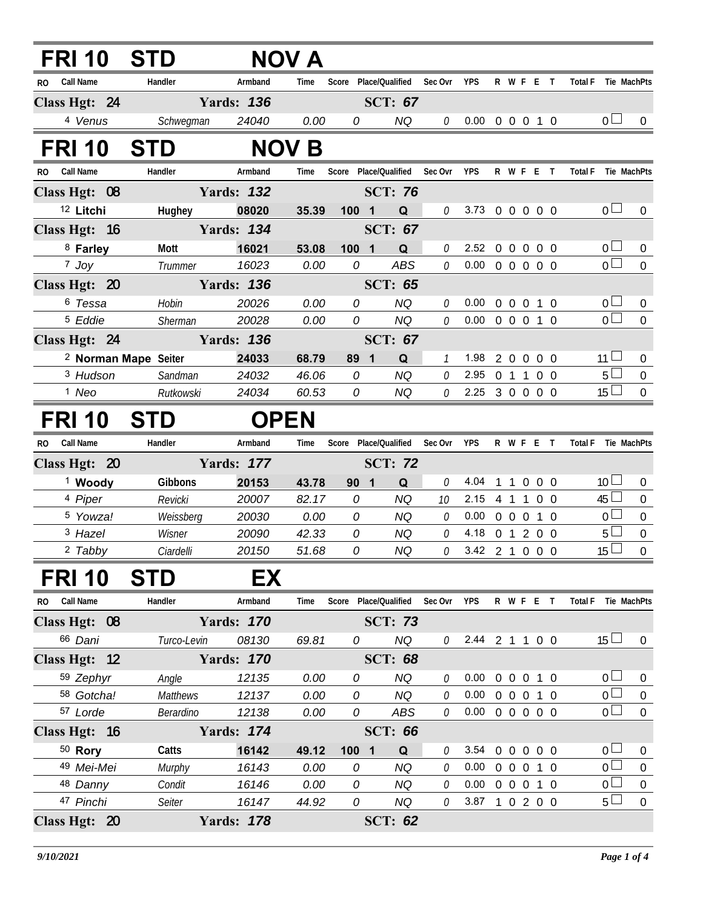## FRI 10 STD NOV A

| RO | Call Name | Handler | Armband | Time | Score | Place/Qualified | | Sec Ovr | YPS | R | W | F | E | T | Total F | Tie | MachPts |
|---|---|---|---|---|---|---|---|---|---|---|---|---|---|---|---|---|---|
| **Class Hgt: 24** | | **Yards: 136** | | | | **SCT: 67** | | | | | | | | | | | |
| 4 | Venus | Schwegman | 24040 | 0.00 | 0 | | NQ | 0 | 0.00 | 0 | 0 | 0 | 1 | 0 | 0 | ☐ | 0 |

## FRI 10 STD NOV B

| RO | Call Name | Handler | Armband | Time | Score | Place/Qualified | | Sec Ovr | YPS | R | W | F | E | T | Total F | Tie | MachPts |
|---|---|---|---|---|---|---|---|---|---|---|---|---|---|---|---|---|---|
| **Class Hgt: 08** | | **Yards: 132** | | | | **SCT: 76** | | | | | | | | | | | |
| 12 | **Litchi** | **Hughey** | **08020** | **35.39** | **100** | **1** | **Q** | 0 | 3.73 | 0 | 0 | 0 | 0 | 0 | 0 | ☐ | 0 |
| **Class Hgt: 16** | | **Yards: 134** | | | | **SCT: 67** | | | | | | | | | | | |
| 8 | **Farley** | **Mott** | **16021** | **53.08** | **100** | **1** | **Q** | 0 | 2.52 | 0 | 0 | 0 | 0 | 0 | 0 | ☐ | 0 |
| 7 | Joy | Trummer | 16023 | 0.00 | 0 | | ABS | 0 | 0.00 | 0 | 0 | 0 | 0 | 0 | 0 | ☐ | 0 |
| **Class Hgt: 20** | | **Yards: 136** | | | | **SCT: 65** | | | | | | | | | | | |
| 6 | Tessa | Hobin | 20026 | 0.00 | 0 | | NQ | 0 | 0.00 | 0 | 0 | 0 | 1 | 0 | 0 | ☐ | 0 |
| 5 | Eddie | Sherman | 20028 | 0.00 | 0 | | NQ | 0 | 0.00 | 0 | 0 | 0 | 1 | 0 | 0 | ☐ | 0 |
| **Class Hgt: 24** | | **Yards: 136** | | | | **SCT: 67** | | | | | | | | | | | |
| 2 | **Norman Mape** | **Seiter** | **24033** | **68.79** | **89** | **1** | **Q** | 1 | 1.98 | 2 | 0 | 0 | 0 | 0 | 11 | ☐ | 0 |
| 3 | Hudson | Sandman | 24032 | 46.06 | 0 | | NQ | 0 | 2.95 | 0 | 1 | 1 | 0 | 0 | 5 | ☐ | 0 |
| 1 | Neo | Rutkowski | 24034 | 60.53 | 0 | | NQ | 0 | 2.25 | 3 | 0 | 0 | 0 | 0 | 15 | ☐ | 0 |

## FRI 10 STD OPEN

| RO | Call Name | Handler | Armband | Time | Score | Place/Qualified | | Sec Ovr | YPS | R | W | F | E | T | Total F | Tie | MachPts |
|---|---|---|---|---|---|---|---|---|---|---|---|---|---|---|---|---|---|
| **Class Hgt: 20** | | **Yards: 177** | | | | **SCT: 72** | | | | | | | | | | | |
| 1 | **Woody** | **Gibbons** | **20153** | **43.78** | **90** | **1** | **Q** | 0 | 4.04 | 1 | 1 | 0 | 0 | 0 | 10 | ☐ | 0 |
| 4 | Piper | Revicki | 20007 | 82.17 | 0 | | NQ | 10 | 2.15 | 4 | 1 | 1 | 0 | 0 | 45 | ☐ | 0 |
| 5 | Yowza! | Weissberg | 20030 | 0.00 | 0 | | NQ | 0 | 0.00 | 0 | 0 | 0 | 1 | 0 | 0 | ☐ | 0 |
| 3 | Hazel | Wisner | 20090 | 42.33 | 0 | | NQ | 0 | 4.18 | 0 | 1 | 2 | 0 | 0 | 5 | ☐ | 0 |
| 2 | Tabby | Ciardelli | 20150 | 51.68 | 0 | | NQ | 0 | 3.42 | 2 | 1 | 0 | 0 | 0 | 15 | ☐ | 0 |

## FRI 10 STD EX

| RO | Call Name | Handler | Armband | Time | Score | Place/Qualified | | Sec Ovr | YPS | R | W | F | E | T | Total F | Tie | MachPts |
|---|---|---|---|---|---|---|---|---|---|---|---|---|---|---|---|---|---|
| **Class Hgt: 08** | | **Yards: 170** | | | | **SCT: 73** | | | | | | | | | | | |
| 66 | Dani | Turco-Levin | 08130 | 69.81 | 0 | | NQ | 0 | 2.44 | 2 | 1 | 1 | 0 | 0 | 15 | ☐ | 0 |
| **Class Hgt: 12** | | **Yards: 170** | | | | **SCT: 68** | | | | | | | | | | | |
| 59 | Zephyr | Angle | 12135 | 0.00 | 0 | | NQ | 0 | 0.00 | 0 | 0 | 0 | 1 | 0 | 0 | ☐ | 0 |
| 58 | Gotcha! | Matthews | 12137 | 0.00 | 0 | | NQ | 0 | 0.00 | 0 | 0 | 0 | 1 | 0 | 0 | ☐ | 0 |
| 57 | Lorde | Berardino | 12138 | 0.00 | 0 | | ABS | 0 | 0.00 | 0 | 0 | 0 | 0 | 0 | 0 | ☐ | 0 |
| **Class Hgt: 16** | | **Yards: 174** | | | | **SCT: 66** | | | | | | | | | | | |
| 50 | **Rory** | **Catts** | **16142** | **49.12** | **100** | **1** | **Q** | 0 | 3.54 | 0 | 0 | 0 | 0 | 0 | 0 | ☐ | 0 |
| 49 | Mei-Mei | Murphy | 16143 | 0.00 | 0 | | NQ | 0 | 0.00 | 0 | 0 | 0 | 1 | 0 | 0 | ☐ | 0 |
| 48 | Danny | Condit | 16146 | 0.00 | 0 | | NQ | 0 | 0.00 | 0 | 0 | 0 | 1 | 0 | 0 | ☐ | 0 |
| 47 | Pinchi | Seiter | 16147 | 44.92 | 0 | | NQ | 0 | 3.87 | 1 | 0 | 2 | 0 | 0 | 5 | ☐ | 0 |
| **Class Hgt: 20** | | **Yards: 178** | | | | **SCT: 62** | | | | | | | | | | | |

*9/10/2021*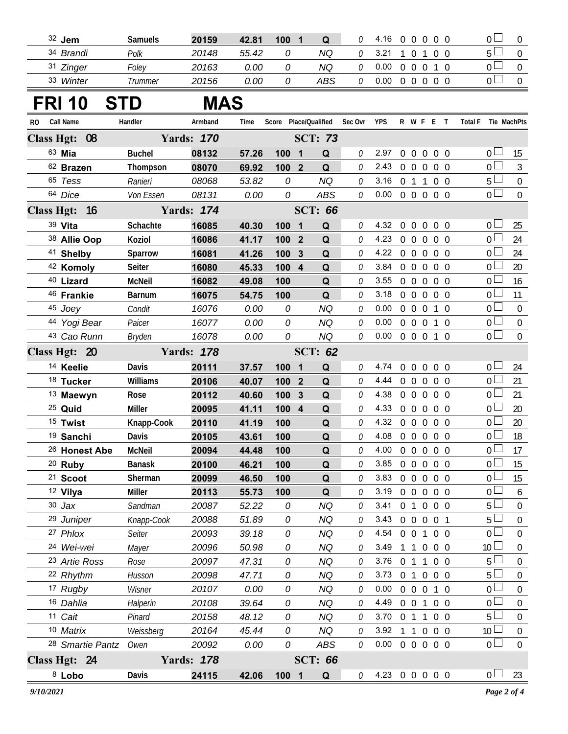| RO | Call Name | Handler | Armband | Time | Score | Place/Qualified | | Sec Ovr | YPS | R | W | F | E | T | Total F | Tie | MachPts |
|---|---|---|---|---|---|---|---|---|---|---|---|---|---|---|---|---|---|
| 32 | **Jem** | **Samuels** | **20159** | **42.81** | **100** | **1** | **Q** | 0 | 4.16 | 0 | 0 | 0 | 0 | 0 | 0 | | 0 |
| 34 | *Brandi* | *Polk* | *20148* | *55.42* | *0* | | *NQ* | 0 | 3.21 | 1 | 0 | 1 | 0 | 0 | 5 | | 0 |
| 31 | *Zinger* | *Foley* | *20163* | *0.00* | *0* | | *NQ* | 0 | 0.00 | 0 | 0 | 0 | 1 | 0 | 0 | | 0 |
| 33 | *Winter* | *Trummer* | *20156* | *0.00* | *0* | | *ABS* | 0 | 0.00 | 0 | 0 | 0 | 0 | 0 | 0 | | 0 |

# FRI 10 STD MAS

| RO | Call Name | Handler | Armband | Time | Score | Place/Qualified | | Sec Ovr | YPS | R | W | F | E | T | Total F | Tie | MachPts |
|---|---|---|---|---|---|---|---|---|---|---|---|---|---|---|---|---|---|
| **Class Hgt: 08** | | **Yards: 170** | | | | **SCT: 73** | | | | | | | | | | | |
| 63 | **Mia** | **Buchel** | **08132** | **57.26** | **100** | **1** | **Q** | 0 | 2.97 | 0 | 0 | 0 | 0 | 0 | 0 | | 15 |
| 62 | **Brazen** | **Thompson** | **08070** | **69.92** | **100** | **2** | **Q** | 0 | 2.43 | 0 | 0 | 0 | 0 | 0 | 0 | | 3 |
| 65 | *Tess* | *Ranieri* | *08068* | *53.82* | *0* | | *NQ* | 0 | 3.16 | 0 | 1 | 1 | 0 | 0 | 5 | | 0 |
| 64 | *Dice* | *Von Essen* | *08131* | *0.00* | *0* | | *ABS* | 0 | 0.00 | 0 | 0 | 0 | 0 | 0 | 0 | | 0 |
| **Class Hgt: 16** | | **Yards: 174** | | | | **SCT: 66** | | | | | | | | | | | |
| 39 | **Vita** | **Schachte** | **16085** | **40.30** | **100** | **1** | **Q** | 0 | 4.32 | 0 | 0 | 0 | 0 | 0 | 0 | | 25 |
| 38 | **Allie Oop** | **Koziol** | **16086** | **41.17** | **100** | **2** | **Q** | 0 | 4.23 | 0 | 0 | 0 | 0 | 0 | 0 | | 24 |
| 41 | **Shelby** | **Sparrow** | **16081** | **41.26** | **100** | **3** | **Q** | 0 | 4.22 | 0 | 0 | 0 | 0 | 0 | 0 | | 24 |
| 42 | **Komoly** | **Seiter** | **16080** | **45.33** | **100** | **4** | **Q** | 0 | 3.84 | 0 | 0 | 0 | 0 | 0 | 0 | | 20 |
| 40 | **Lizard** | **McNeil** | **16082** | **49.08** | **100** | | **Q** | 0 | 3.55 | 0 | 0 | 0 | 0 | 0 | 0 | | 16 |
| 46 | **Frankie** | **Barnum** | **16075** | **54.75** | **100** | | **Q** | 0 | 3.18 | 0 | 0 | 0 | 0 | 0 | 0 | | 11 |
| 45 | *Joey* | *Condit* | *16076* | *0.00* | *0* | | *NQ* | 0 | 0.00 | 0 | 0 | 0 | 1 | 0 | 0 | | 0 |
| 44 | *Yogi Bear* | *Paicer* | *16077* | *0.00* | *0* | | *NQ* | 0 | 0.00 | 0 | 0 | 0 | 1 | 0 | 0 | | 0 |
| 43 | *Cao Runn* | *Bryden* | *16078* | *0.00* | *0* | | *NQ* | 0 | 0.00 | 0 | 0 | 0 | 1 | 0 | 0 | | 0 |
| **Class Hgt: 20** | | **Yards: 178** | | | | **SCT: 62** | | | | | | | | | | | |
| 14 | **Keelie** | **Davis** | **20111** | **37.57** | **100** | **1** | **Q** | 0 | 4.74 | 0 | 0 | 0 | 0 | 0 | 0 | | 24 |
| 18 | **Tucker** | **Williams** | **20106** | **40.07** | **100** | **2** | **Q** | 0 | 4.44 | 0 | 0 | 0 | 0 | 0 | 0 | | 21 |
| 13 | **Maewyn** | **Rose** | **20112** | **40.60** | **100** | **3** | **Q** | 0 | 4.38 | 0 | 0 | 0 | 0 | 0 | 0 | | 21 |
| 25 | **Quid** | **Miller** | **20095** | **41.11** | **100** | **4** | **Q** | 0 | 4.33 | 0 | 0 | 0 | 0 | 0 | 0 | | 20 |
| 15 | **Twist** | **Knapp-Cook** | **20110** | **41.19** | **100** | | **Q** | 0 | 4.32 | 0 | 0 | 0 | 0 | 0 | 0 | | 20 |
| 19 | **Sanchi** | **Davis** | **20105** | **43.61** | **100** | | **Q** | 0 | 4.08 | 0 | 0 | 0 | 0 | 0 | 0 | | 18 |
| 26 | **Honest Abe** | **McNeil** | **20094** | **44.48** | **100** | | **Q** | 0 | 4.00 | 0 | 0 | 0 | 0 | 0 | 0 | | 17 |
| 20 | **Ruby** | **Banask** | **20100** | **46.21** | **100** | | **Q** | 0 | 3.85 | 0 | 0 | 0 | 0 | 0 | 0 | | 15 |
| 21 | **Scoot** | **Sherman** | **20099** | **46.50** | **100** | | **Q** | 0 | 3.83 | 0 | 0 | 0 | 0 | 0 | 0 | | 15 |
| 12 | **Vilya** | **Miller** | **20113** | **55.73** | **100** | | **Q** | 0 | 3.19 | 0 | 0 | 0 | 0 | 0 | 0 | | 6 |
| 30 | *Jax* | *Sandman* | *20087* | *52.22* | *0* | | *NQ* | 0 | 3.41 | 0 | 1 | 0 | 0 | 0 | 5 | | 0 |
| 29 | *Juniper* | *Knapp-Cook* | *20088* | *51.89* | *0* | | *NQ* | 0 | 3.43 | 0 | 0 | 0 | 0 | 1 | 5 | | 0 |
| 27 | *Phlox* | *Seiter* | *20093* | *39.18* | *0* | | *NQ* | 0 | 4.54 | 0 | 0 | 1 | 0 | 0 | 0 | | 0 |
| 24 | *Wei-wei* | *Mayer* | *20096* | *50.98* | *0* | | *NQ* | 0 | 3.49 | 1 | 1 | 0 | 0 | 0 | 10 | | 0 |
| 23 | *Artie Ross* | *Rose* | *20097* | *47.31* | *0* | | *NQ* | 0 | 3.76 | 0 | 1 | 1 | 0 | 0 | 5 | | 0 |
| 22 | *Rhythm* | *Husson* | *20098* | *47.71* | *0* | | *NQ* | 0 | 3.73 | 0 | 1 | 0 | 0 | 0 | 5 | | 0 |
| 17 | *Rugby* | *Wisner* | *20107* | *0.00* | *0* | | *NQ* | 0 | 0.00 | 0 | 0 | 0 | 1 | 0 | 0 | | 0 |
| 16 | *Dahlia* | *Halperin* | *20108* | *39.64* | *0* | | *NQ* | 0 | 4.49 | 0 | 0 | 1 | 0 | 0 | 0 | | 0 |
| 11 | *Cait* | *Pinard* | *20158* | *48.12* | *0* | | *NQ* | 0 | 3.70 | 0 | 1 | 1 | 0 | 0 | 5 | | 0 |
| 10 | *Matrix* | *Weissberg* | *20164* | *45.44* | *0* | | *NQ* | 0 | 3.92 | 1 | 1 | 0 | 0 | 0 | 10 | | 0 |
| 28 | *Smartie Pantz* | *Owen* | *20092* | *0.00* | *0* | | *ABS* | 0 | 0.00 | 0 | 0 | 0 | 0 | 0 | 0 | | 0 |
| **Class Hgt: 24** | | **Yards: 178** | | | | **SCT: 66** | | | | | | | | | | | |
| 8 | **Lobo** | **Davis** | **24115** | **42.06** | **100** | **1** | **Q** | 0 | 4.23 | 0 | 0 | 0 | 0 | 0 | 0 | | 23 |

*9/10/2021*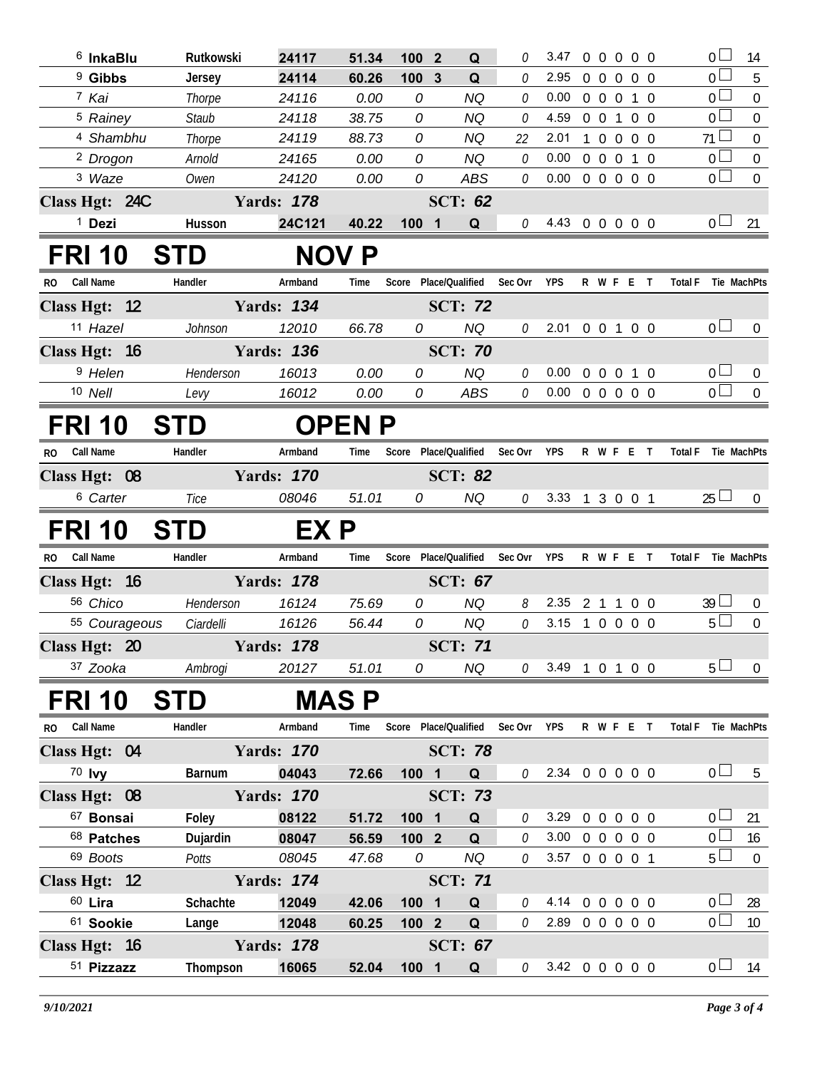| RO | Call Name | Handler | Armband | Time | Score | Place/Qualified | | Sec Ovr | YPS | R | W | F | E | T | Total F | Tie | MachPts |
|---|---|---|---|---|---|---|---|---|---|---|---|---|---|---|---|---|---|
| 6 | **InkaBlu** | **Rutkowski** | **24117** | **51.34** | **100** | **2** | **Q** | 0 | 3.47 | 0 | 0 | 0 | 0 | 0 | 0 | ☐ | 14 |
| 9 | **Gibbs** | **Jersey** | **24114** | **60.26** | **100** | **3** | **Q** | 0 | 2.95 | 0 | 0 | 0 | 0 | 0 | 0 | ☐ | 5 |
| 7 | *Kai* | *Thorpe* | *24116* | *0.00* | *0* | | *NQ* | 0 | 0.00 | 0 | 0 | 0 | 1 | 0 | 0 | ☐ | 0 |
| 5 | *Rainey* | *Staub* | *24118* | *38.75* | *0* | | *NQ* | 0 | 4.59 | 0 | 0 | 1 | 0 | 0 | 0 | ☐ | 0 |
| 4 | *Shambhu* | *Thorpe* | *24119* | *88.73* | *0* | | *NQ* | 22 | 2.01 | 1 | 0 | 0 | 0 | 0 | 71 | ☐ | 0 |
| 2 | *Drogon* | *Arnold* | *24165* | *0.00* | *0* | | *NQ* | 0 | 0.00 | 0 | 0 | 0 | 1 | 0 | 0 | ☐ | 0 |
| 3 | *Waze* | *Owen* | *24120* | *0.00* | *0* | | *ABS* | 0 | 0.00 | 0 | 0 | 0 | 0 | 0 | 0 | ☐ | 0 |
| **Class Hgt: 24C** | | **Yards: 178** | | | | **SCT: 62** | | | | | | | | | | | |
| 1 | **Dezi** | **Husson** | **24C121** | **40.22** | **100** | **1** | **Q** | 0 | 4.43 | 0 | 0 | 0 | 0 | 0 | 0 | ☐ | 21 |

# FRI 10 STD NOV P

| RO | Call Name | Handler | Armband | Time | Score | Place/Qualified | | Sec Ovr | YPS | R | W | F | E | T | Total F | Tie | MachPts |
|---|---|---|---|---|---|---|---|---|---|---|---|---|---|---|---|---|---|
| **Class Hgt: 12** | | **Yards: 134** | | | | **SCT: 72** | | | | | | | | | | | |
| 11 | *Hazel* | *Johnson* | *12010* | *66.78* | *0* | | *NQ* | 0 | 2.01 | 0 | 0 | 1 | 0 | 0 | 0 | ☐ | 0 |
| **Class Hgt: 16** | | **Yards: 136** | | | | **SCT: 70** | | | | | | | | | | | |
| 9 | *Helen* | *Henderson* | *16013* | *0.00* | *0* | | *NQ* | 0 | 0.00 | 0 | 0 | 0 | 1 | 0 | 0 | ☐ | 0 |
| 10 | *Nell* | *Levy* | *16012* | *0.00* | *0* | | *ABS* | 0 | 0.00 | 0 | 0 | 0 | 0 | 0 | 0 | ☐ | 0 |

# FRI 10 STD OPEN P

| RO | Call Name | Handler | Armband | Time | Score | Place/Qualified | | Sec Ovr | YPS | R | W | F | E | T | Total F | Tie | MachPts |
|---|---|---|---|---|---|---|---|---|---|---|---|---|---|---|---|---|---|
| **Class Hgt: 08** | | **Yards: 170** | | | | **SCT: 82** | | | | | | | | | | | |
| 6 | *Carter* | *Tice* | *08046* | *51.01* | *0* | | *NQ* | 0 | 3.33 | 1 | 3 | 0 | 0 | 1 | 25 | ☐ | 0 |

# FRI 10 STD EX P

| RO | Call Name | Handler | Armband | Time | Score | Place/Qualified | | Sec Ovr | YPS | R | W | F | E | T | Total F | Tie | MachPts |
|---|---|---|---|---|---|---|---|---|---|---|---|---|---|---|---|---|---|
| **Class Hgt: 16** | | **Yards: 178** | | | | **SCT: 67** | | | | | | | | | | | |
| 56 | *Chico* | *Henderson* | *16124* | *75.69* | *0* | | *NQ* | 8 | 2.35 | 2 | 1 | 1 | 0 | 0 | 39 | ☐ | 0 |
| 55 | *Courageous* | *Ciardelli* | *16126* | *56.44* | *0* | | *NQ* | 0 | 3.15 | 1 | 0 | 0 | 0 | 0 | 5 | ☐ | 0 |
| **Class Hgt: 20** | | **Yards: 178** | | | | **SCT: 71** | | | | | | | | | | | |
| 37 | *Zooka* | *Ambrogi* | *20127* | *51.01* | *0* | | *NQ* | 0 | 3.49 | 1 | 0 | 1 | 0 | 0 | 5 | ☐ | 0 |

# FRI 10 STD MAS P

| RO | Call Name | Handler | Armband | Time | Score | Place/Qualified | | Sec Ovr | YPS | R | W | F | E | T | Total F | Tie | MachPts |
|---|---|---|---|---|---|---|---|---|---|---|---|---|---|---|---|---|---|
| **Class Hgt: 04** | | **Yards: 170** | | | | **SCT: 78** | | | | | | | | | | | |
| 70 | **Ivy** | **Barnum** | **04043** | **72.66** | **100** | **1** | **Q** | 0 | 2.34 | 0 | 0 | 0 | 0 | 0 | 0 | ☐ | 5 |
| **Class Hgt: 08** | | **Yards: 170** | | | | **SCT: 73** | | | | | | | | | | | |
| 67 | **Bonsai** | **Foley** | **08122** | **51.72** | **100** | **1** | **Q** | 0 | 3.29 | 0 | 0 | 0 | 0 | 0 | 0 | ☐ | 21 |
| 68 | **Patches** | **Dujardin** | **08047** | **56.59** | **100** | **2** | **Q** | 0 | 3.00 | 0 | 0 | 0 | 0 | 0 | 0 | ☐ | 16 |
| 69 | *Boots* | *Potts* | *08045* | *47.68* | *0* | | *NQ* | 0 | 3.57 | 0 | 0 | 0 | 0 | 1 | 5 | ☐ | 0 |
| **Class Hgt: 12** | | **Yards: 174** | | | | **SCT: 71** | | | | | | | | | | | |
| 60 | **Lira** | **Schachte** | **12049** | **42.06** | **100** | **1** | **Q** | 0 | 4.14 | 0 | 0 | 0 | 0 | 0 | 0 | ☐ | 28 |
| 61 | **Sookie** | **Lange** | **12048** | **60.25** | **100** | **2** | **Q** | 0 | 2.89 | 0 | 0 | 0 | 0 | 0 | 0 | ☐ | 10 |
| **Class Hgt: 16** | | **Yards: 178** | | | | **SCT: 67** | | | | | | | | | | | |
| 51 | **Pizzazz** | **Thompson** | **16065** | **52.04** | **100** | **1** | **Q** | 0 | 3.42 | 0 | 0 | 0 | 0 | 0 | 0 | ☐ | 14 |

*9/10/2021*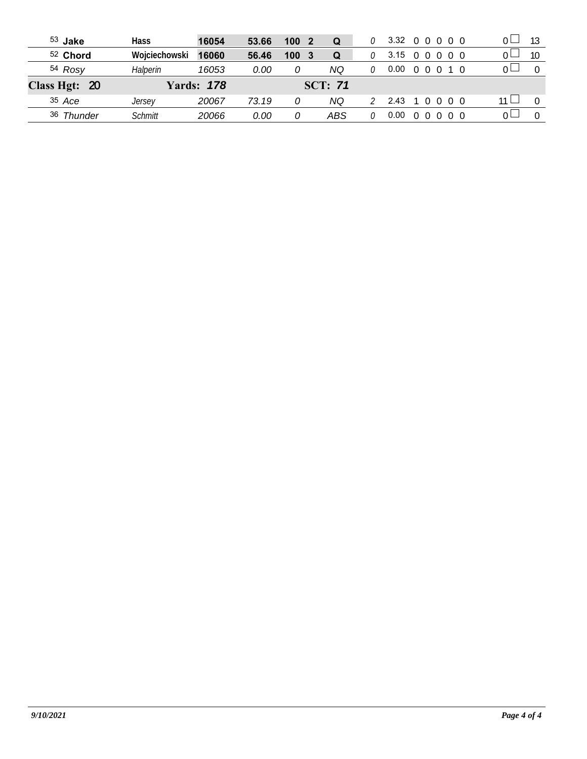| | | | | | | | | | | | |
|---|---|---|---|---|---|---|---|---|---|---|---|
| 53 **Jake** | **Hass** | **16054** | **53.66** | **100** | **2** | **Q** | 0 | 3.32 | 0 0 0 0 0 | 0 ☐ | 13 |
| 52 **Chord** | **Wojciechowski** | **16060** | **56.46** | **100** | **3** | **Q** | 0 | 3.15 | 0 0 0 0 0 | 0 ☐ | 10 |
| 54 *Rosy* | *Halperin* | *16053* | *0.00* | *0* | | *NQ* | 0 | 0.00 | 0 0 0 1 0 | 0 ☐ | 0 |
| **Class Hgt: 20** | **Yards: *178*** | | | | | **SCT: *71*** | | | | | |
| 35 *Ace* | *Jersey* | *20067* | *73.19* | *0* | | *NQ* | 2 | 2.43 | 1 0 0 0 0 | 11 ☐ | 0 |
| 36 *Thunder* | *Schmitt* | *20066* | *0.00* | *0* | | *ABS* | 0 | 0.00 | 0 0 0 0 0 | 0 ☐ | 0 |

*9/10/2021*